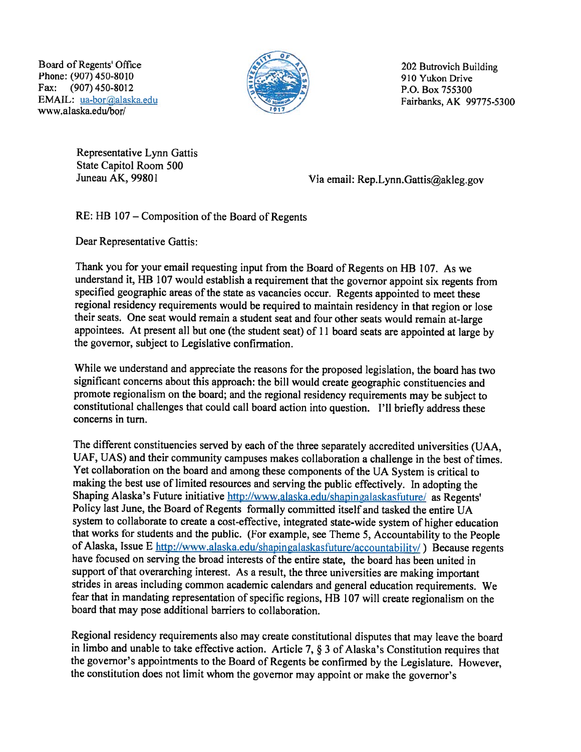Board of Regents' Office
Phone: (907) 450-8010
Fax: (907) 450-8012
EMAIL: ua-bor@alaska.edu
www.alaska.edu/bor/

202 Butrovich Building
910 Yukon Drive
P.O. Box 755300
Fairbanks, AK 99775-5300

Representative Lynn Gattis
State Capitol Room 500
Juneau AK, 99801

Via email: Rep.Lynn.Gattis@akleg.gov

RE: HB 107 – Composition of the Board of Regents

Dear Representative Gattis:

Thank you for your email requesting input from the Board of Regents on HB 107. As we understand it, HB 107 would establish a requirement that the governor appoint six regents from specified geographic areas of the state as vacancies occur. Regents appointed to meet these regional residency requirements would be required to maintain residency in that region or lose their seats. One seat would remain a student seat and four other seats would remain at-large appointees. At present all but one (the student seat) of 11 board seats are appointed at large by the governor, subject to Legislative confirmation.

While we understand and appreciate the reasons for the proposed legislation, the board has two significant concerns about this approach: the bill would create geographic constituencies and promote regionalism on the board; and the regional residency requirements may be subject to constitutional challenges that could call board action into question. I'll briefly address these concerns in turn.

The different constituencies served by each of the three separately accredited universities (UAA, UAF, UAS) and their community campuses makes collaboration a challenge in the best of times. Yet collaboration on the board and among these components of the UA System is critical to making the best use of limited resources and serving the public effectively. In adopting the Shaping Alaska's Future initiative http://www.alaska.edu/shapingalaskasfuture/ as Regents' Policy last June, the Board of Regents formally committed itself and tasked the entire UA system to collaborate to create a cost-effective, integrated state-wide system of higher education that works for students and the public. (For example, see Theme 5, Accountability to the People of Alaska, Issue E http://www.alaska.edu/shapingalaskasfuture/accountability/ ) Because regents have focused on serving the broad interests of the entire state, the board has been united in support of that overarching interest. As a result, the three universities are making important strides in areas including common academic calendars and general education requirements. We fear that in mandating representation of specific regions, HB 107 will create regionalism on the board that may pose additional barriers to collaboration.

Regional residency requirements also may create constitutional disputes that may leave the board in limbo and unable to take effective action. Article 7, § 3 of Alaska's Constitution requires that the governor's appointments to the Board of Regents be confirmed by the Legislature. However, the constitution does not limit whom the governor may appoint or make the governor's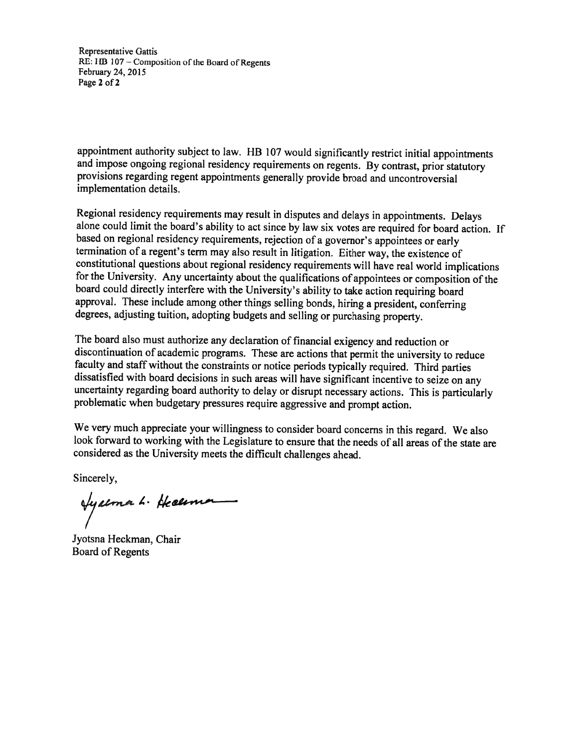appointment authority subject to law. HB 107 would significantly restrict initial appointments and impose ongoing regional residency requirements on regents. By contrast, prior statutory provisions regarding regent appointments generally provide broad and uncontroversial implementation details.

Regional residency requirements may result in disputes and delays in appointments. Delays alone could limit the board's ability to act since by law six votes are required for board action. If based on regional residency requirements, rejection of a governor's appointees or early termination of a regent's term may also result in litigation. Either way, the existence of constitutional questions about regional residency requirements will have real world implications for the University. Any uncertainty about the qualifications of appointees or composition of the board could directly interfere with the University's ability to take action requiring board approval. These include among other things selling bonds, hiring a president, conferring degrees, adjusting tuition, adopting budgets and selling or purchasing property.

The board also must authorize any declaration of financial exigency and reduction or discontinuation of academic programs. These are actions that permit the university to reduce faculty and staff without the constraints or notice periods typically required. Third parties dissatisfied with board decisions in such areas will have significant incentive to seize on any uncertainty regarding board authority to delay or disrupt necessary actions. This is particularly problematic when budgetary pressures require aggressive and prompt action.

We very much appreciate your willingness to consider board concerns in this regard. We also look forward to working with the Legislature to ensure that the needs of all areas of the state are considered as the University meets the difficult challenges ahead.

Sincerely,

Jyotsna L. Heckman

Jyotsna Heckman, Chair
Board of Regents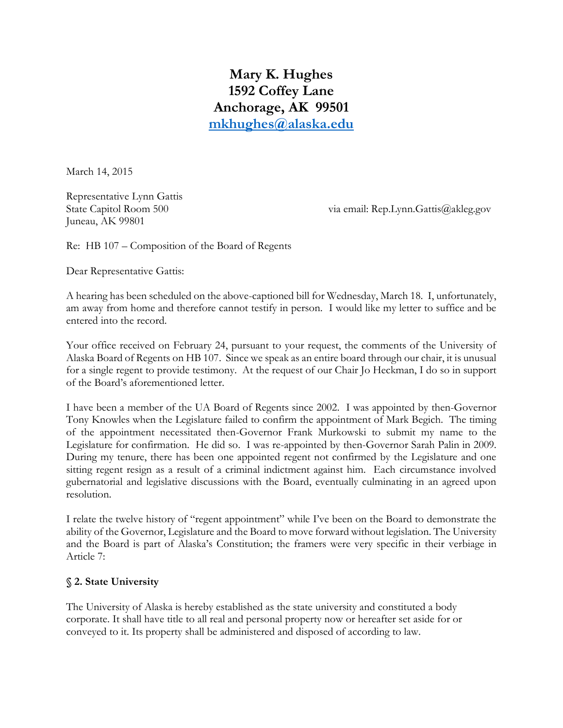# Mary K. Hughes
# 1592 Coffey Lane
# Anchorage, AK 99501
# [mkhughes@alaska.edu](mailto:mkhughes@alaska.edu)

March 14, 2015

Representative Lynn Gattis
State Capitol Room 500
Juneau, AK 99801

via email: Rep.Lynn.Gattis@akleg.gov

Re: HB 107 – Composition of the Board of Regents

Dear Representative Gattis:

A hearing has been scheduled on the above-captioned bill for Wednesday, March 18. I, unfortunately, am away from home and therefore cannot testify in person. I would like my letter to suffice and be entered into the record.

Your office received on February 24, pursuant to your request, the comments of the University of Alaska Board of Regents on HB 107. Since we speak as an entire board through our chair, it is unusual for a single regent to provide testimony. At the request of our Chair Jo Heckman, I do so in support of the Board's aforementioned letter.

I have been a member of the UA Board of Regents since 2002. I was appointed by then-Governor Tony Knowles when the Legislature failed to confirm the appointment of Mark Begich. The timing of the appointment necessitated then-Governor Frank Murkowski to submit my name to the Legislature for confirmation. He did so. I was re-appointed by then-Governor Sarah Palin in 2009. During my tenure, there has been one appointed regent not confirmed by the Legislature and one sitting regent resign as a result of a criminal indictment against him. Each circumstance involved gubernatorial and legislative discussions with the Board, eventually culminating in an agreed upon resolution.

I relate the twelve history of "regent appointment" while I've been on the Board to demonstrate the ability of the Governor, Legislature and the Board to move forward without legislation. The University and the Board is part of Alaska's Constitution; the framers were very specific in their verbiage in Article 7:

**§ 2. State University**

The University of Alaska is hereby established as the state university and constituted a body corporate. It shall have title to all real and personal property now or hereafter set aside for or conveyed to it. Its property shall be administered and disposed of according to law.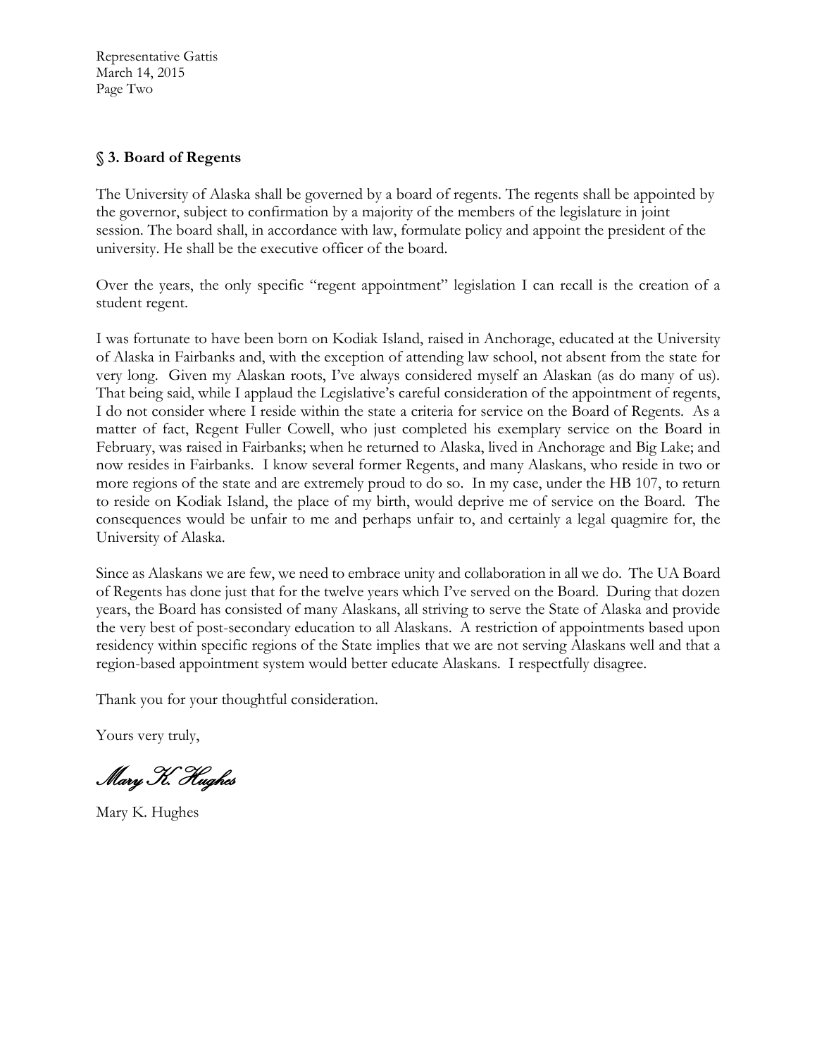## § 3. Board of Regents

The University of Alaska shall be governed by a board of regents. The regents shall be appointed by the governor, subject to confirmation by a majority of the members of the legislature in joint session. The board shall, in accordance with law, formulate policy and appoint the president of the university. He shall be the executive officer of the board.

Over the years, the only specific "regent appointment" legislation I can recall is the creation of a student regent.

I was fortunate to have been born on Kodiak Island, raised in Anchorage, educated at the University of Alaska in Fairbanks and, with the exception of attending law school, not absent from the state for very long. Given my Alaskan roots, I've always considered myself an Alaskan (as do many of us). That being said, while I applaud the Legislative's careful consideration of the appointment of regents, I do not consider where I reside within the state a criteria for service on the Board of Regents. As a matter of fact, Regent Fuller Cowell, who just completed his exemplary service on the Board in February, was raised in Fairbanks; when he returned to Alaska, lived in Anchorage and Big Lake; and now resides in Fairbanks. I know several former Regents, and many Alaskans, who reside in two or more regions of the state and are extremely proud to do so. In my case, under the HB 107, to return to reside on Kodiak Island, the place of my birth, would deprive me of service on the Board. The consequences would be unfair to me and perhaps unfair to, and certainly a legal quagmire for, the University of Alaska.

Since as Alaskans we are few, we need to embrace unity and collaboration in all we do. The UA Board of Regents has done just that for the twelve years which I've served on the Board. During that dozen years, the Board has consisted of many Alaskans, all striving to serve the State of Alaska and provide the very best of post-secondary education to all Alaskans. A restriction of appointments based upon residency within specific regions of the State implies that we are not serving Alaskans well and that a region-based appointment system would better educate Alaskans. I respectfully disagree.

Thank you for your thoughtful consideration.

Yours very truly,

*Mary K. Hughes*

Mary K. Hughes